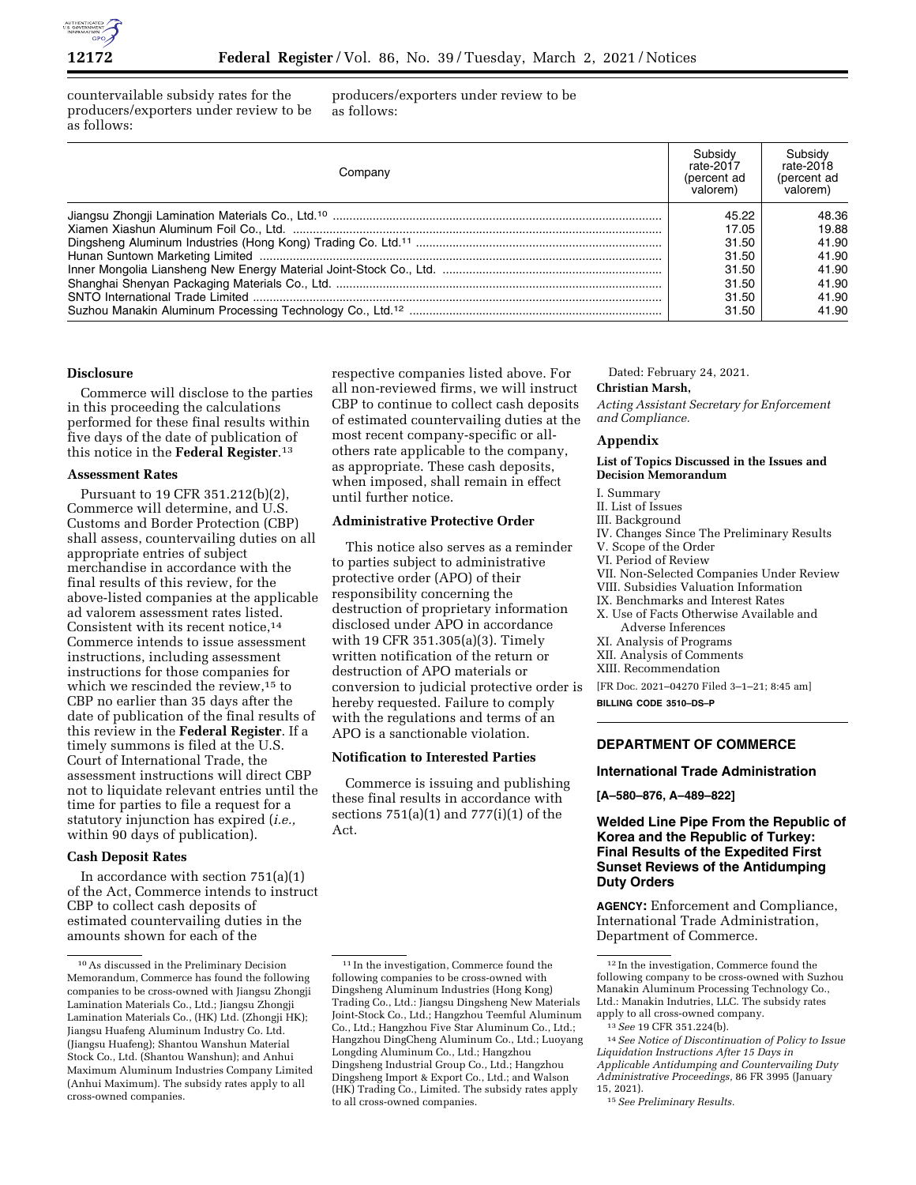countervailable subsidy rates for the producers/exporters under review to be as follows:

| Company | Subsidy rate-2017 (percent ad valorem) | Subsidy rate-2018 (percent ad valorem) |
| --- | --- | --- |
| Jiangsu Zhongji Lamination Materials Co., Ltd.[10] | 45.22 | 48.36 |
| Xiamen Xiashun Aluminum Foil Co., Ltd. | 17.05 | 19.88 |
| Dingsheng Aluminum Industries (Hong Kong) Trading Co. Ltd.[11] | 31.50 | 41.90 |
| Hunan Suntown Marketing Limited | 31.50 | 41.90 |
| Inner Mongolia Liansheng New Energy Material Joint-Stock Co., Ltd. | 31.50 | 41.90 |
| Shanghai Shenyan Packaging Materials Co., Ltd. | 31.50 | 41.90 |
| SNTO International Trade Limited | 31.50 | 41.90 |
| Suzhou Manakin Aluminum Processing Technology Co., Ltd.[12] | 31.50 | 41.90 |

## Disclosure

Commerce will disclose to the parties in this proceeding the calculations performed for these final results within five days of the date of publication of this notice in the **Federal Register**.[13]

## Assessment Rates

Pursuant to 19 CFR 351.212(b)(2), Commerce will determine, and U.S. Customs and Border Protection (CBP) shall assess, countervailing duties on all appropriate entries of subject merchandise in accordance with the final results of this review, for the above-listed companies at the applicable ad valorem assessment rates listed. Consistent with its recent notice,[14] Commerce intends to issue assessment instructions, including assessment instructions for those companies for which we rescinded the review,[15] to CBP no earlier than 35 days after the date of publication of the final results of this review in the **Federal Register**. If a timely summons is filed at the U.S. Court of International Trade, the assessment instructions will direct CBP not to liquidate relevant entries until the time for parties to file a request for a statutory injunction has expired (*i.e.,* within 90 days of publication).

## Cash Deposit Rates

In accordance with section 751(a)(1) of the Act, Commerce intends to instruct CBP to collect cash deposits of estimated countervailing duties in the amounts shown for each of the respective companies listed above. For all non-reviewed firms, we will instruct CBP to continue to collect cash deposits of estimated countervailing duties at the most recent company-specific or all-others rate applicable to the company, as appropriate. These cash deposits, when imposed, shall remain in effect until further notice.

## Administrative Protective Order

This notice also serves as a reminder to parties subject to administrative protective order (APO) of their responsibility concerning the destruction of proprietary information disclosed under APO in accordance with 19 CFR 351.305(a)(3). Timely written notification of the return or destruction of APO materials or conversion to judicial protective order is hereby requested. Failure to comply with the regulations and terms of an APO is a sanctionable violation.

## Notification to Interested Parties

Commerce is issuing and publishing these final results in accordance with sections 751(a)(1) and 777(i)(1) of the Act.

Dated: February 24, 2021.

**Christian Marsh,**

*Acting Assistant Secretary for Enforcement and Compliance.*

## Appendix

### List of Topics Discussed in the Issues and Decision Memorandum

I. Summary
II. List of Issues
III. Background
IV. Changes Since The Preliminary Results
V. Scope of the Order
VI. Period of Review
VII. Non-Selected Companies Under Review
VIII. Subsidies Valuation Information
IX. Benchmarks and Interest Rates
X. Use of Facts Otherwise Available and Adverse Inferences
XI. Analysis of Programs
XII. Analysis of Comments
XIII. Recommendation

[FR Doc. 2021–04270 Filed 3–1–21; 8:45 am]

**BILLING CODE 3510–DS–P**

# DEPARTMENT OF COMMERCE

## International Trade Administration

**[A–580–876, A–489–822]**

## Welded Line Pipe From the Republic of Korea and the Republic of Turkey: Final Results of the Expedited First Sunset Reviews of the Antidumping Duty Orders

**AGENCY:** Enforcement and Compliance, International Trade Administration, Department of Commerce.

---

[10] As discussed in the Preliminary Decision Memorandum, Commerce has found the following companies to be cross-owned with Jiangsu Zhongji Lamination Materials Co., Ltd.; Jiangsu Zhongji Lamination Materials Co., (HK) Ltd. (Zhongji HK); Jiangsu Huafeng Aluminum Industry Co. Ltd. (Jiangsu Huafeng); Shantou Wanshun Material Stock Co., Ltd. (Shantou Wanshun); and Anhui Maximum Aluminum Industries Company Limited (Anhui Maximum). The subsidy rates apply to all cross-owned companies.

[11] In the investigation, Commerce found the following companies to be cross-owned with Dingsheng Aluminum Industries (Hong Kong) Trading Co., Ltd.: Jiangsu Dingsheng New Materials Joint-Stock Co., Ltd.; Hangzhou Teemful Aluminum Co., Ltd.; Hangzhou Five Star Aluminum Co., Ltd.; Hangzhou DingCheng Aluminum Co., Ltd.; Luoyang Longding Aluminum Co., Ltd.; Hangzhou Dingsheng Industrial Group Co., Ltd.; Hangzhou Dingsheng Import & Export Co., Ltd.; and Walson (HK) Trading Co., Limited. The subsidy rates apply to all cross-owned companies.

[12] In the investigation, Commerce found the following company to be cross-owned with Suzhou Manakin Aluminum Processing Technology Co., Ltd.: Manakin Indutries, LLC. The subsidy rates apply to all cross-owned company.

[13] *See* 19 CFR 351.224(b).

[14] *See Notice of Discontinuation of Policy to Issue Liquidation Instructions After 15 Days in Applicable Antidumping and Countervailing Duty Administrative Proceedings,* 86 FR 3995 (January 15, 2021).

[15] *See Preliminary Results.*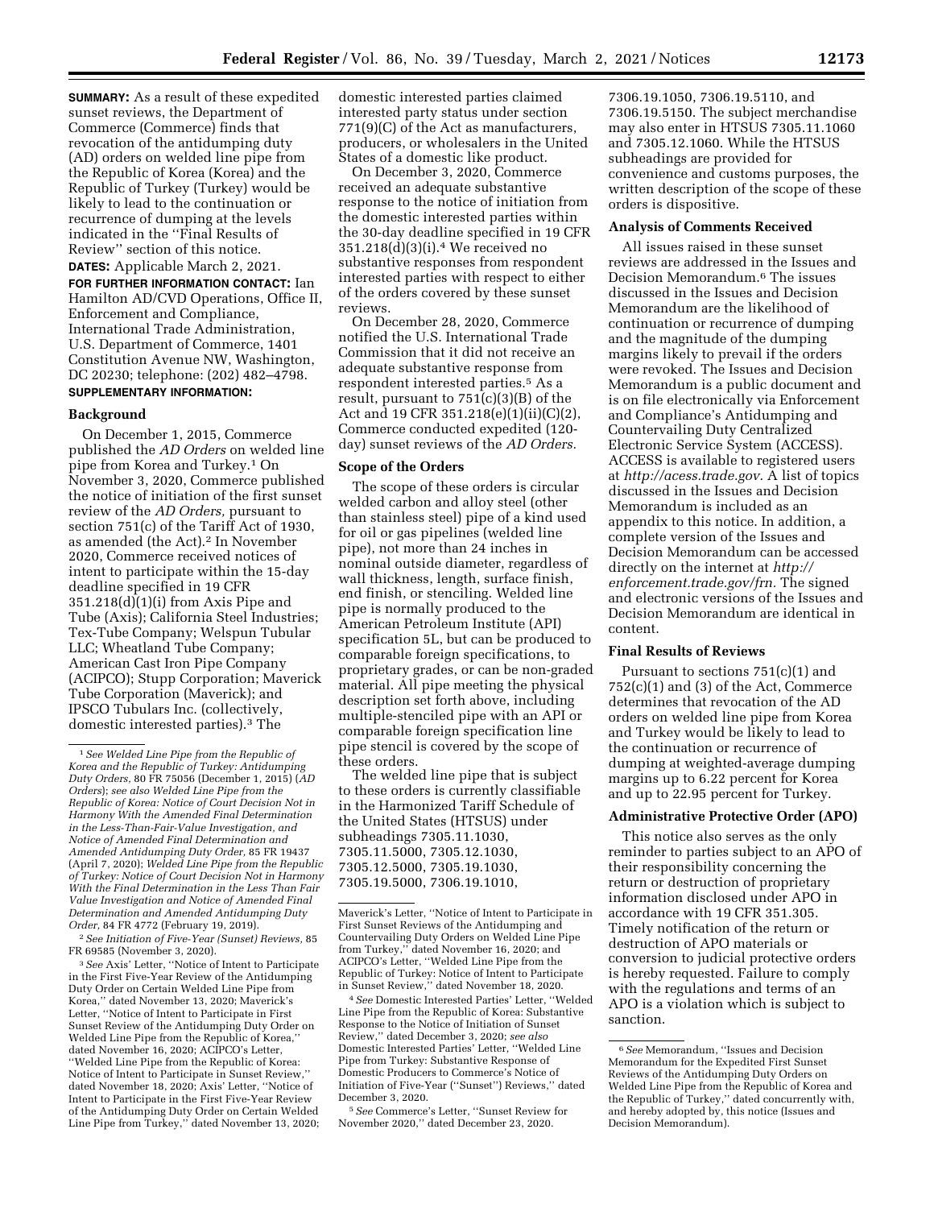**SUMMARY:** As a result of these expedited sunset reviews, the Department of Commerce (Commerce) finds that revocation of the antidumping duty (AD) orders on welded line pipe from the Republic of Korea (Korea) and the Republic of Turkey (Turkey) would be likely to lead to the continuation or recurrence of dumping at the levels indicated in the ''Final Results of Review'' section of this notice.

**DATES:** Applicable March 2, 2021.

**FOR FURTHER INFORMATION CONTACT:** Ian Hamilton AD/CVD Operations, Office II, Enforcement and Compliance, International Trade Administration, U.S. Department of Commerce, 1401 Constitution Avenue NW, Washington, DC 20230; telephone: (202) 482–4798.

**SUPPLEMENTARY INFORMATION:**

## Background

On December 1, 2015, Commerce published the *AD Orders* on welded line pipe from Korea and Turkey.[1] On November 3, 2020, Commerce published the notice of initiation of the first sunset review of the *AD Orders,* pursuant to section 751(c) of the Tariff Act of 1930, as amended (the Act).[2] In November 2020, Commerce received notices of intent to participate within the 15-day deadline specified in 19 CFR 351.218(d)(1)(i) from Axis Pipe and Tube (Axis); California Steel Industries; Tex-Tube Company; Welspun Tubular LLC; Wheatland Tube Company; American Cast Iron Pipe Company (ACIPCO); Stupp Corporation; Maverick Tube Corporation (Maverick); and IPSCO Tubulars Inc. (collectively, domestic interested parties).[3] The domestic interested parties claimed interested party status under section 771(9)(C) of the Act as manufacturers, producers, or wholesalers in the United States of a domestic like product.

On December 3, 2020, Commerce received an adequate substantive response to the notice of initiation from the domestic interested parties within the 30-day deadline specified in 19 CFR 351.218(d)(3)(i).[4] We received no substantive responses from respondent interested parties with respect to either of the orders covered by these sunset reviews.

On December 28, 2020, Commerce notified the U.S. International Trade Commission that it did not receive an adequate substantive response from respondent interested parties.[5] As a result, pursuant to 751(c)(3)(B) of the Act and 19 CFR 351.218(e)(1)(ii)(C)(2), Commerce conducted expedited (120-day) sunset reviews of the *AD Orders.*

## Scope of the Orders

The scope of these orders is circular welded carbon and alloy steel (other than stainless steel) pipe of a kind used for oil or gas pipelines (welded line pipe), not more than 24 inches in nominal outside diameter, regardless of wall thickness, length, surface finish, end finish, or stenciling. Welded line pipe is normally produced to the American Petroleum Institute (API) specification 5L, but can be produced to comparable foreign specifications, to proprietary grades, or can be non-graded material. All pipe meeting the physical description set forth above, including multiple-stenciled pipe with an API or comparable foreign specification line pipe stencil is covered by the scope of these orders.

The welded line pipe that is subject to these orders is currently classifiable in the Harmonized Tariff Schedule of the United States (HTSUS) under subheadings 7305.11.1030, 7305.11.5000, 7305.12.1030, 7305.12.5000, 7305.19.1030, 7305.19.5000, 7306.19.1010, 7306.19.1050, 7306.19.5110, and 7306.19.5150. The subject merchandise may also enter in HTSUS 7305.11.1060 and 7305.12.1060. While the HTSUS subheadings are provided for convenience and customs purposes, the written description of the scope of these orders is dispositive.

## Analysis of Comments Received

All issues raised in these sunset reviews are addressed in the Issues and Decision Memorandum.[6] The issues discussed in the Issues and Decision Memorandum are the likelihood of continuation or recurrence of dumping and the magnitude of the dumping margins likely to prevail if the orders were revoked. The Issues and Decision Memorandum is a public document and is on file electronically via Enforcement and Compliance's Antidumping and Countervailing Duty Centralized Electronic Service System (ACCESS). ACCESS is available to registered users at *http://acess.trade.gov.* A list of topics discussed in the Issues and Decision Memorandum is included as an appendix to this notice. In addition, a complete version of the Issues and Decision Memorandum can be accessed directly on the internet at *http://enforcement.trade.gov/frn.* The signed and electronic versions of the Issues and Decision Memorandum are identical in content.

## Final Results of Reviews

Pursuant to sections 751(c)(1) and 752(c)(1) and (3) of the Act, Commerce determines that revocation of the AD orders on welded line pipe from Korea and Turkey would be likely to lead to the continuation or recurrence of dumping at weighted-average dumping margins up to 6.22 percent for Korea and up to 22.95 percent for Turkey.

## Administrative Protective Order (APO)

This notice also serves as the only reminder to parties subject to an APO of their responsibility concerning the return or destruction of proprietary information disclosed under APO in accordance with 19 CFR 351.305. Timely notification of the return or destruction of APO materials or conversion to judicial protective orders is hereby requested. Failure to comply with the regulations and terms of an APO is a violation which is subject to sanction.

---

[1] *See Welded Line Pipe from the Republic of Korea and the Republic of Turkey: Antidumping Duty Orders,* 80 FR 75056 (December 1, 2015) (*AD Orders*); *see also Welded Line Pipe from the Republic of Korea: Notice of Court Decision Not in Harmony With the Amended Final Determination in the Less-Than-Fair-Value Investigation, and Notice of Amended Final Determination and Amended Antidumping Duty Order,* 85 FR 19437 (April 7, 2020); *Welded Line Pipe from the Republic of Turkey: Notice of Court Decision Not in Harmony With the Final Determination in the Less Than Fair Value Investigation and Notice of Amended Final Determination and Amended Antidumping Duty Order,* 84 FR 4772 (February 19, 2019).

[2] *See Initiation of Five-Year (Sunset) Reviews,* 85 FR 69585 (November 3, 2020).

[3] *See* Axis' Letter, ''Notice of Intent to Participate in the First Five-Year Review of the Antidumping Duty Order on Certain Welded Line Pipe from Korea,'' dated November 13, 2020; Maverick's Letter, ''Notice of Intent to Participate in First Sunset Review of the Antidumping Duty Order on Welded Line Pipe from the Republic of Korea,'' dated November 16, 2020; ACIPCO's Letter, ''Welded Line Pipe from the Republic of Korea: Notice of Intent to Participate in Sunset Review,'' dated November 18, 2020; Axis' Letter, ''Notice of Intent to Participate in the First Five-Year Review of the Antidumping Duty Order on Certain Welded Line Pipe from Turkey,'' dated November 13, 2020; Maverick's Letter, ''Notice of Intent to Participate in First Sunset Reviews of the Antidumping and Countervailing Duty Orders on Welded Line Pipe from Turkey,'' dated November 16, 2020; and ACIPCO's Letter, ''Welded Line Pipe from the Republic of Turkey: Notice of Intent to Participate in Sunset Review,'' dated November 18, 2020.

[4] *See* Domestic Interested Parties' Letter, ''Welded Line Pipe from the Republic of Korea: Substantive Response to the Notice of Initiation of Sunset Review,'' dated December 3, 2020; *see also* Domestic Interested Parties' Letter, ''Welded Line Pipe from Turkey: Substantive Response of Domestic Producers to Commerce's Notice of Initiation of Five-Year (''Sunset'') Reviews,'' dated December 3, 2020.

[5] *See* Commerce's Letter, ''Sunset Review for November 2020,'' dated December 23, 2020.

[6] *See* Memorandum, ''Issues and Decision Memorandum for the Expedited First Sunset Reviews of the Antidumping Duty Orders on Welded Line Pipe from the Republic of Korea and the Republic of Turkey,'' dated concurrently with, and hereby adopted by, this notice (Issues and Decision Memorandum).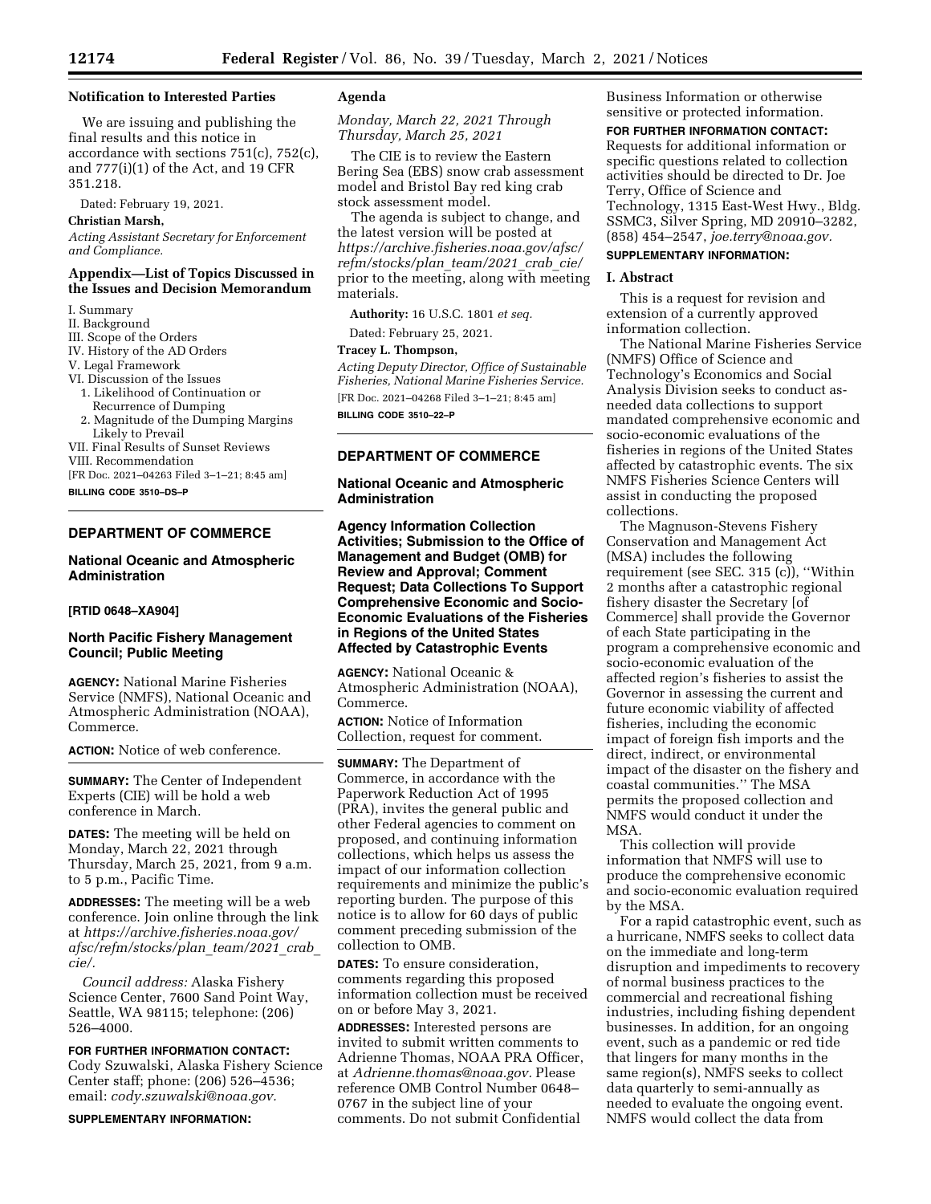## Notification to Interested Parties

We are issuing and publishing the final results and this notice in accordance with sections 751(c), 752(c), and 777(i)(1) of the Act, and 19 CFR 351.218.

Dated: February 19, 2021.

**Christian Marsh,**

*Acting Assistant Secretary for Enforcement and Compliance.*

### Appendix—List of Topics Discussed in the Issues and Decision Memorandum

I. Summary
II. Background
III. Scope of the Orders
IV. History of the AD Orders
V. Legal Framework
VI. Discussion of the Issues
  1. Likelihood of Continuation or Recurrence of Dumping
  2. Magnitude of the Dumping Margins Likely to Prevail
VII. Final Results of Sunset Reviews
VIII. Recommendation

[FR Doc. 2021–04263 Filed 3–1–21; 8:45 am]

**BILLING CODE 3510–DS–P**

---

## DEPARTMENT OF COMMERCE

### National Oceanic and Atmospheric Administration

**[RTID 0648–XA904]**

### North Pacific Fishery Management Council; Public Meeting

**AGENCY:** National Marine Fisheries Service (NMFS), National Oceanic and Atmospheric Administration (NOAA), Commerce.

**ACTION:** Notice of web conference.

**SUMMARY:** The Center of Independent Experts (CIE) will be hold a web conference in March.

**DATES:** The meeting will be held on Monday, March 22, 2021 through Thursday, March 25, 2021, from 9 a.m. to 5 p.m., Pacific Time.

**ADDRESSES:** The meeting will be a web conference. Join online through the link at *https://archive.fisheries.noaa.gov/afsc/refm/stocks/plan_team/2021_crab_cie/.*

*Council address:* Alaska Fishery Science Center, 7600 Sand Point Way, Seattle, WA 98115; telephone: (206) 526–4000.

**FOR FURTHER INFORMATION CONTACT:** Cody Szuwalski, Alaska Fishery Science Center staff; phone: (206) 526–4536; email: *cody.szuwalski@noaa.gov.*

**SUPPLEMENTARY INFORMATION:**

#### Agenda

*Monday, March 22, 2021 Through Thursday, March 25, 2021*

The CIE is to review the Eastern Bering Sea (EBS) snow crab assessment model and Bristol Bay red king crab stock assessment model.

The agenda is subject to change, and the latest version will be posted at *https://archive.fisheries.noaa.gov/afsc/refm/stocks/plan_team/2021_crab_cie/* prior to the meeting, along with meeting materials.

**Authority:** 16 U.S.C. 1801 *et seq.*

Dated: February 25, 2021.

**Tracey L. Thompson,**

*Acting Deputy Director, Office of Sustainable Fisheries, National Marine Fisheries Service.*

[FR Doc. 2021–04268 Filed 3–1–21; 8:45 am]

**BILLING CODE 3510–22–P**

---

## DEPARTMENT OF COMMERCE

### National Oceanic and Atmospheric Administration

### Agency Information Collection Activities; Submission to the Office of Management and Budget (OMB) for Review and Approval; Comment Request; Data Collections To Support Comprehensive Economic and Socio-Economic Evaluations of the Fisheries in Regions of the United States Affected by Catastrophic Events

**AGENCY:** National Oceanic & Atmospheric Administration (NOAA), Commerce.

**ACTION:** Notice of Information Collection, request for comment.

**SUMMARY:** The Department of Commerce, in accordance with the Paperwork Reduction Act of 1995 (PRA), invites the general public and other Federal agencies to comment on proposed, and continuing information collections, which helps us assess the impact of our information collection requirements and minimize the public's reporting burden. The purpose of this notice is to allow for 60 days of public comment preceding submission of the collection to OMB.

**DATES:** To ensure consideration, comments regarding this proposed information collection must be received on or before May 3, 2021.

**ADDRESSES:** Interested persons are invited to submit written comments to Adrienne Thomas, NOAA PRA Officer, at *Adrienne.thomas@noaa.gov.* Please reference OMB Control Number 0648–0767 in the subject line of your comments. Do not submit Confidential Business Information or otherwise sensitive or protected information.

**FOR FURTHER INFORMATION CONTACT:** Requests for additional information or specific questions related to collection activities should be directed to Dr. Joe Terry, Office of Science and Technology, 1315 East-West Hwy., Bldg. SSMC3, Silver Spring, MD 20910–3282, (858) 454–2547, *joe.terry@noaa.gov.*

**SUPPLEMENTARY INFORMATION:**

#### I. Abstract

This is a request for revision and extension of a currently approved information collection.

The National Marine Fisheries Service (NMFS) Office of Science and Technology's Economics and Social Analysis Division seeks to conduct as-needed data collections to support mandated comprehensive economic and socio-economic evaluations of the fisheries in regions of the United States affected by catastrophic events. The six NMFS Fisheries Science Centers will assist in conducting the proposed collections.

The Magnuson-Stevens Fishery Conservation and Management Act (MSA) includes the following requirement (see SEC. 315 (c)), ''Within 2 months after a catastrophic regional fishery disaster the Secretary [of Commerce] shall provide the Governor of each State participating in the program a comprehensive economic and socio-economic evaluation of the affected region's fisheries to assist the Governor in assessing the current and future economic viability of affected fisheries, including the economic impact of foreign fish imports and the direct, indirect, or environmental impact of the disaster on the fishery and coastal communities.'' The MSA permits the proposed collection and NMFS would conduct it under the MSA.

This collection will provide information that NMFS will use to produce the comprehensive economic and socio-economic evaluation required by the MSA.

For a rapid catastrophic event, such as a hurricane, NMFS seeks to collect data on the immediate and long-term disruption and impediments to recovery of normal business practices to the commercial and recreational fishing industries, including fishing dependent businesses. In addition, for an ongoing event, such as a pandemic or red tide that lingers for many months in the same region(s), NMFS seeks to collect data quarterly to semi-annually as needed to evaluate the ongoing event. NMFS would collect the data from